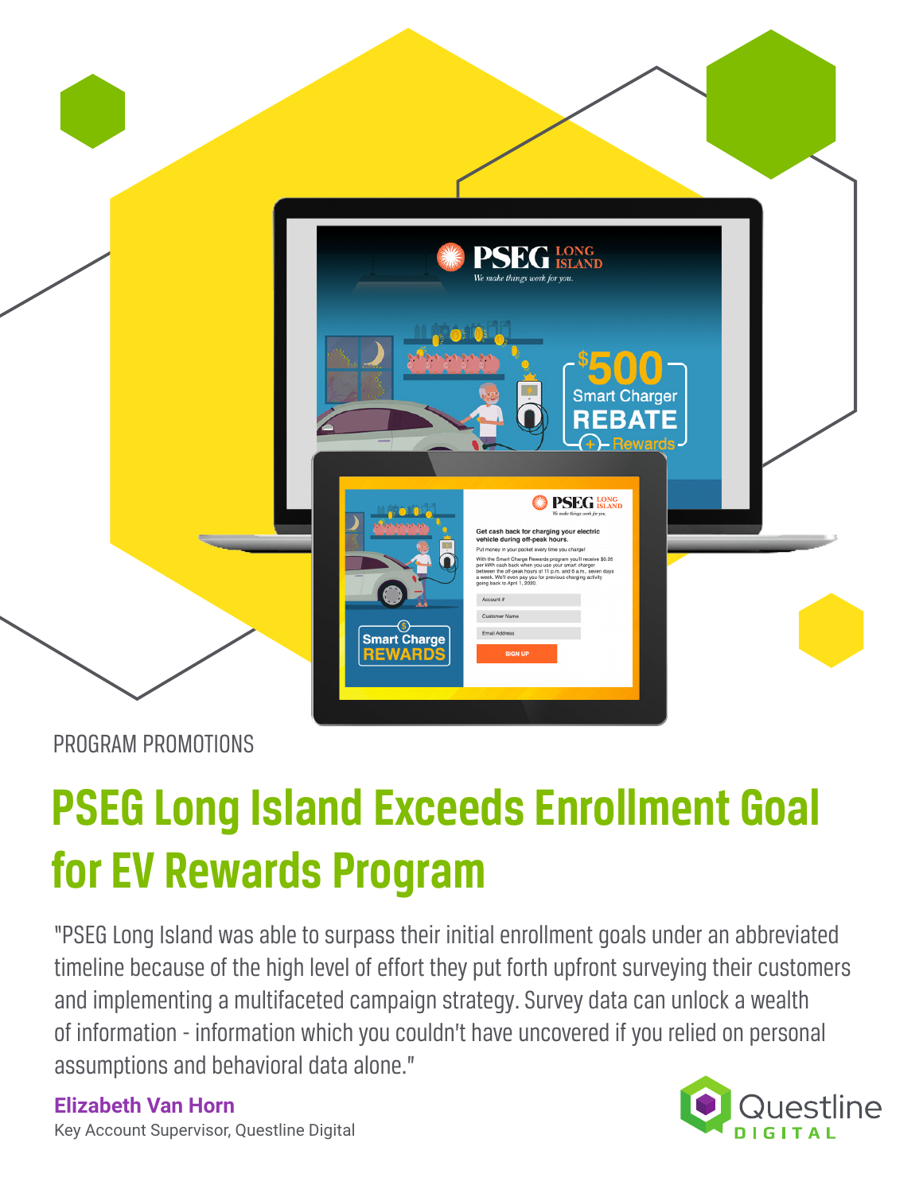PROGRAM PROMOTIONS

# PSEG Long Island Exceeds Enrollment Goal for EV Rewards Program

"PSEG Long Island was able to surpass their initial enrollment goals under an abbreviated timeline because of the high level of effort they put forth upfront surveying their customers and implementing a multifaceted campaign strategy. Survey data can unlock a wealth of information - information which you couldn't have uncovered if you relied on personal assumptions and behavioral data alone."

**Elizabeth Van Horn**
Key Account Supervisor, Questline Digital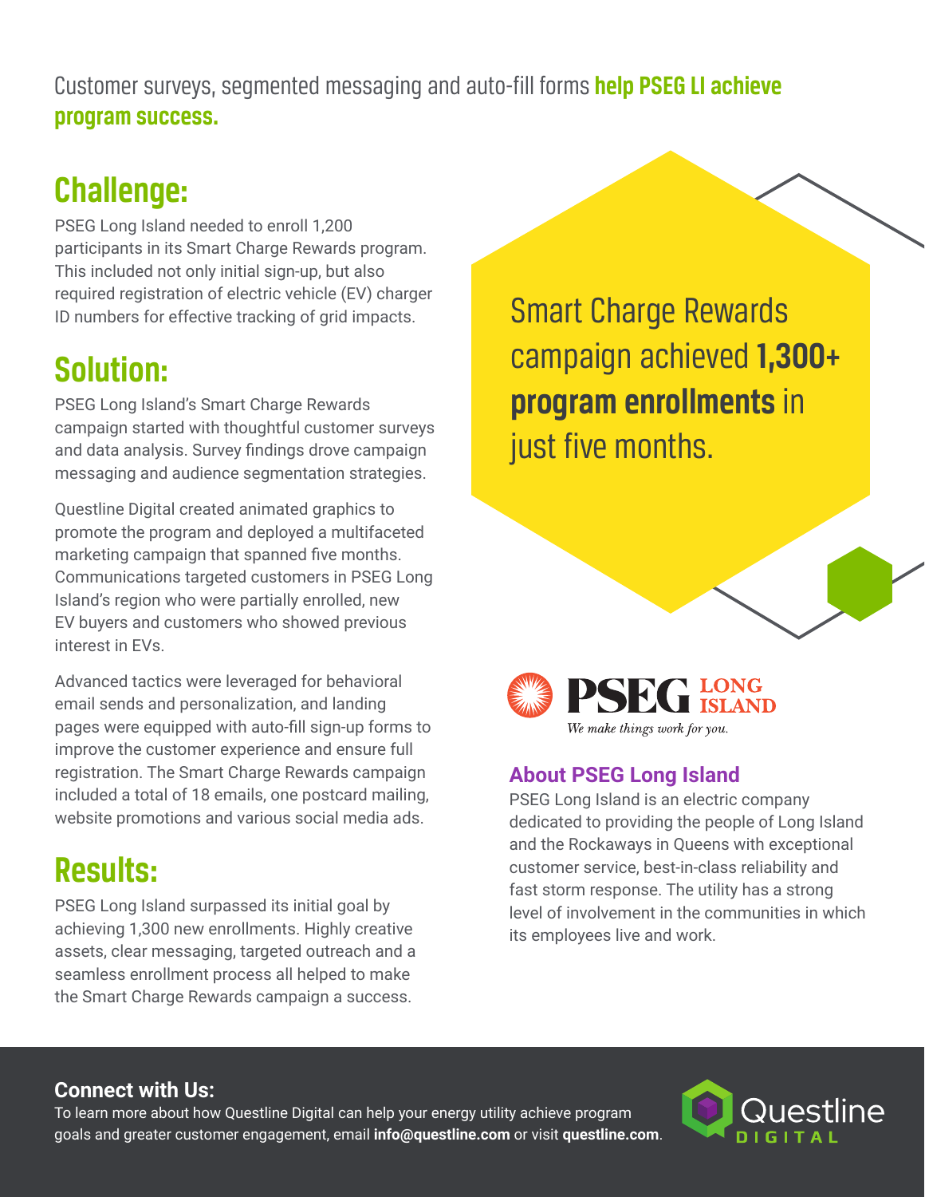Customer surveys, segmented messaging and auto-fill forms **help PSEG LI achieve program success.**

## Challenge:

PSEG Long Island needed to enroll 1,200 participants in its Smart Charge Rewards program. This included not only initial sign-up, but also required registration of electric vehicle (EV) charger ID numbers for effective tracking of grid impacts.

## Solution:

PSEG Long Island's Smart Charge Rewards campaign started with thoughtful customer surveys and data analysis. Survey findings drove campaign messaging and audience segmentation strategies.

Questline Digital created animated graphics to promote the program and deployed a multifaceted marketing campaign that spanned five months. Communications targeted customers in PSEG Long Island's region who were partially enrolled, new EV buyers and customers who showed previous interest in EVs.

Advanced tactics were leveraged for behavioral email sends and personalization, and landing pages were equipped with auto-fill sign-up forms to improve the customer experience and ensure full registration. The Smart Charge Rewards campaign included a total of 18 emails, one postcard mailing, website promotions and various social media ads.

## Results:

PSEG Long Island surpassed its initial goal by achieving 1,300 new enrollments. Highly creative assets, clear messaging, targeted outreach and a seamless enrollment process all helped to make the Smart Charge Rewards campaign a success.

Smart Charge Rewards campaign achieved **1,300+ program enrollments** in just five months.

PSEG LONG ISLAND

*We make things work for you.*

### About PSEG Long Island

PSEG Long Island is an electric company dedicated to providing the people of Long Island and the Rockaways in Queens with exceptional customer service, best-in-class reliability and fast storm response. The utility has a strong level of involvement in the communities in which its employees live and work.

### Connect with Us:

To learn more about how Questline Digital can help your energy utility achieve program goals and greater customer engagement, email **info@questline.com** or visit **questline.com**.

Questline DIGITAL